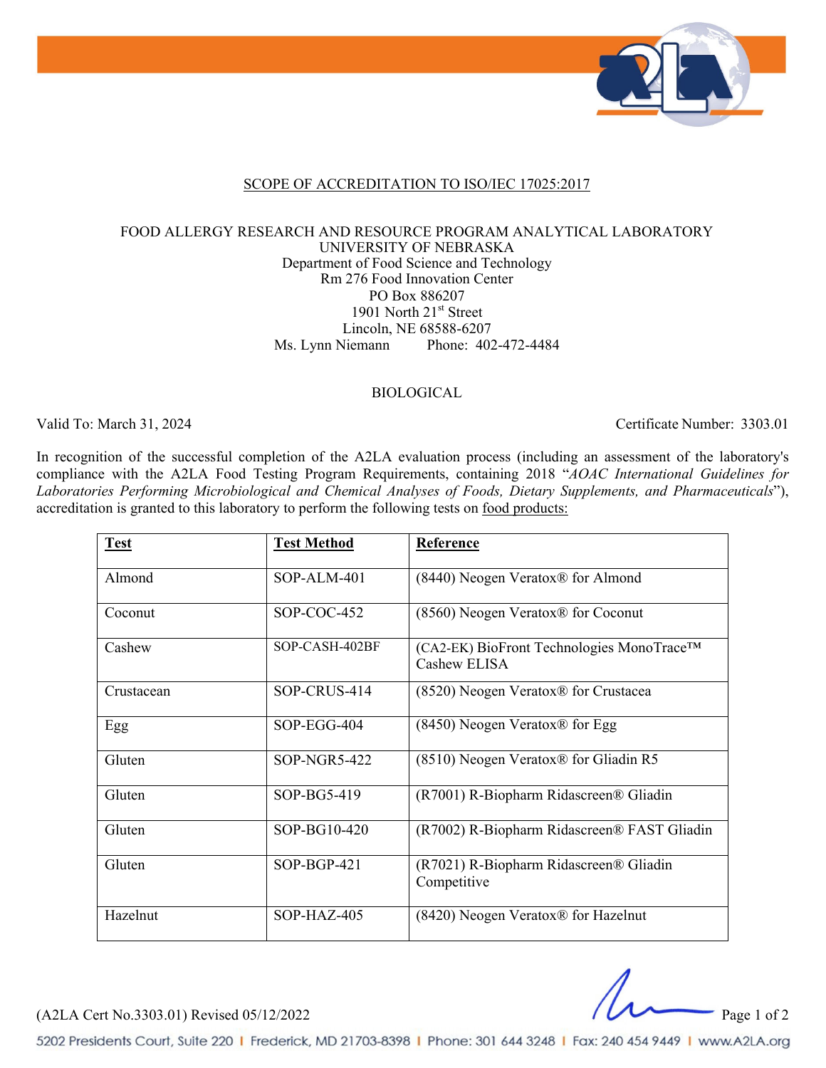## SCOPE OF ACCREDITATION TO ISO/IEC 17025:2017

FOOD ALLERGY RESEARCH AND RESOURCE PROGRAM ANALYTICAL LABORATORY
UNIVERSITY OF NEBRASKA
Department of Food Science and Technology
Rm 276 Food Innovation Center
PO Box 886207
1901 North 21st Street
Lincoln, NE 68588-6207
Ms. Lynn Niemann    Phone: 402-472-4484

### BIOLOGICAL

Valid To: March 31, 2024    Certificate Number: 3303.01

In recognition of the successful completion of the A2LA evaluation process (including an assessment of the laboratory's compliance with the A2LA Food Testing Program Requirements, containing 2018 "*AOAC International Guidelines for Laboratories Performing Microbiological and Chemical Analyses of Foods, Dietary Supplements, and Pharmaceuticals*"), accreditation is granted to this laboratory to perform the following tests on food products:

| Test | Test Method | Reference |
|---|---|---|
| Almond | SOP-ALM-401 | (8440) Neogen Veratox® for Almond |
| Coconut | SOP-COC-452 | (8560) Neogen Veratox® for Coconut |
| Cashew | SOP-CASH-402BF | (CA2-EK) BioFront Technologies MonoTrace™ Cashew ELISA |
| Crustacean | SOP-CRUS-414 | (8520) Neogen Veratox® for Crustacea |
| Egg | SOP-EGG-404 | (8450) Neogen Veratox® for Egg |
| Gluten | SOP-NGR5-422 | (8510) Neogen Veratox® for Gliadin R5 |
| Gluten | SOP-BG5-419 | (R7001) R-Biopharm Ridascreen® Gliadin |
| Gluten | SOP-BG10-420 | (R7002) R-Biopharm Ridascreen® FAST Gliadin |
| Gluten | SOP-BGP-421 | (R7021) R-Biopharm Ridascreen® Gliadin Competitive |
| Hazelnut | SOP-HAZ-405 | (8420) Neogen Veratox® for Hazelnut |

(A2LA Cert No.3303.01) Revised 05/12/2022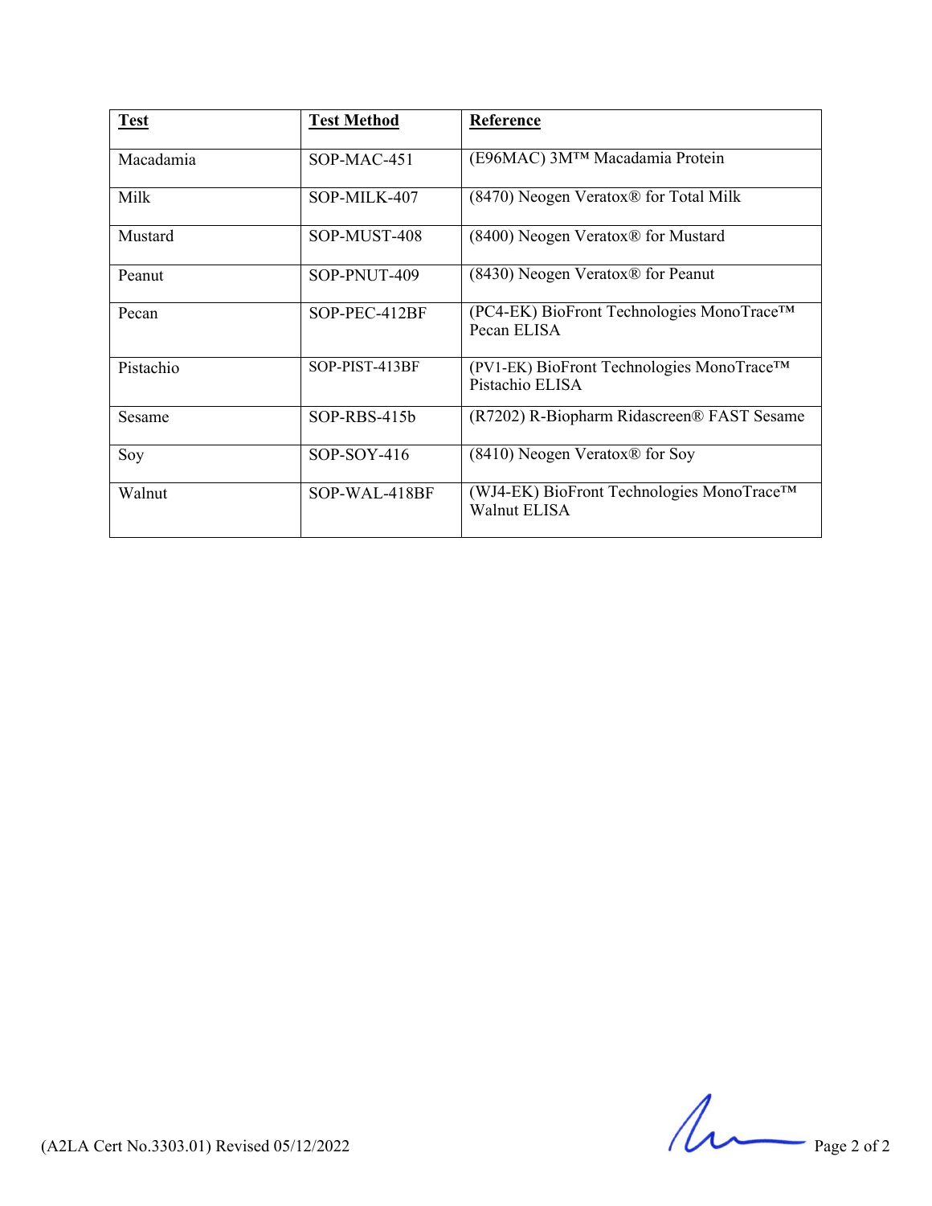| Test | Test Method | Reference |
| --- | --- | --- |
| Macadamia | SOP-MAC-451 | (E96MAC) 3M™ Macadamia Protein |
| Milk | SOP-MILK-407 | (8470) Neogen Veratox® for Total Milk |
| Mustard | SOP-MUST-408 | (8400) Neogen Veratox® for Mustard |
| Peanut | SOP-PNUT-409 | (8430) Neogen Veratox® for Peanut |
| Pecan | SOP-PEC-412BF | (PC4-EK) BioFront Technologies MonoTrace™ Pecan ELISA |
| Pistachio | SOP-PIST-413BF | (PV1-EK) BioFront Technologies MonoTrace™ Pistachio ELISA |
| Sesame | SOP-RBS-415b | (R7202) R-Biopharm Ridascreen® FAST Sesame |
| Soy | SOP-SOY-416 | (8410) Neogen Veratox® for Soy |
| Walnut | SOP-WAL-418BF | (WJ4-EK) BioFront Technologies MonoTrace™ Walnut ELISA |

(A2LA Cert No.3303.01) Revised 05/12/2022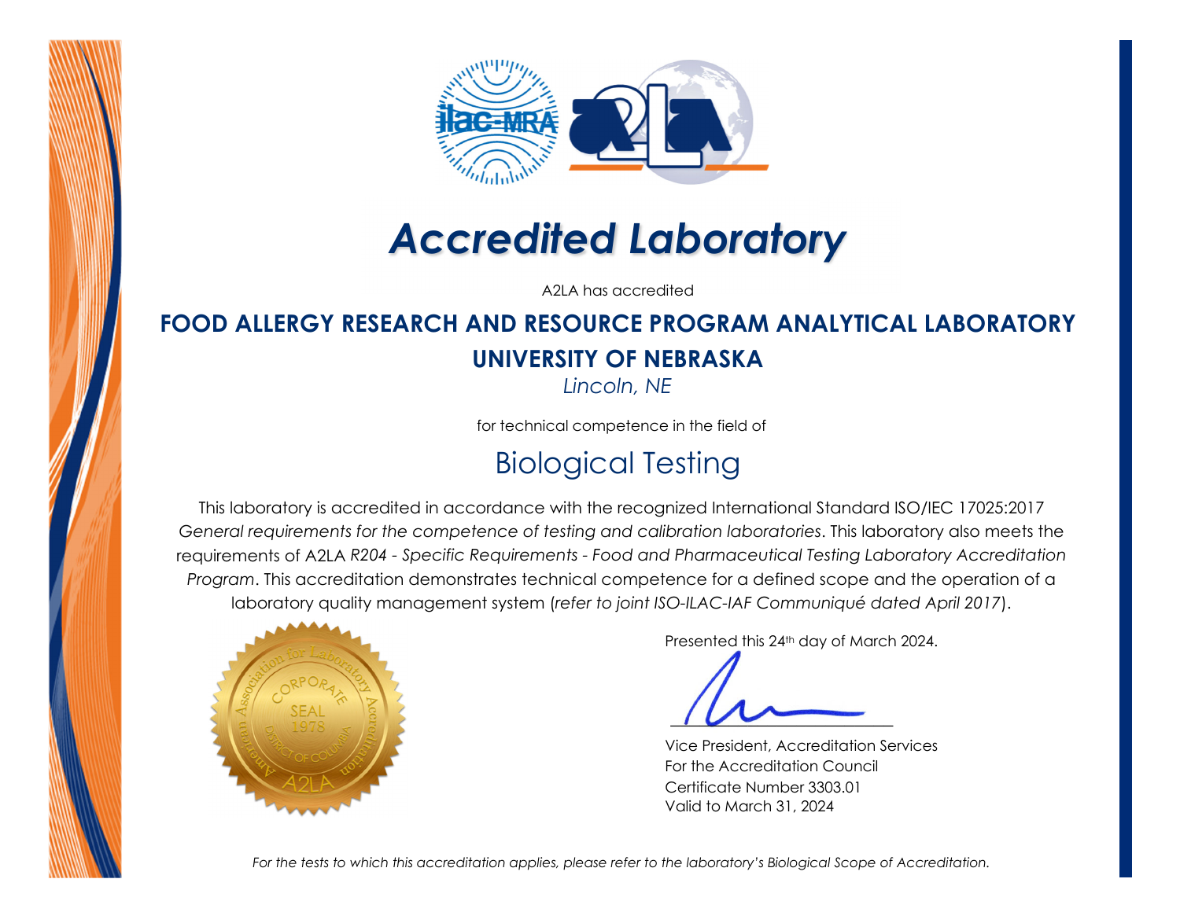# Accredited Laboratory

A2LA has accredited

## FOOD ALLERGY RESEARCH AND RESOURCE PROGRAM ANALYTICAL LABORATORY
## UNIVERSITY OF NEBRASKA

*Lincoln, NE*

for technical competence in the field of

## Biological Testing

This laboratory is accredited in accordance with the recognized International Standard ISO/IEC 17025:2017 *General requirements for the competence of testing and calibration laboratories*. This laboratory also meets the requirements of A2LA *R204 - Specific Requirements - Food and Pharmaceutical Testing Laboratory Accreditation Program*. This accreditation demonstrates technical competence for a defined scope and the operation of a laboratory quality management system (*refer to joint ISO-ILAC-IAF Communiqué dated April 2017*).

Presented this 24th day of March 2024.

Vice President, Accreditation Services
For the Accreditation Council
Certificate Number 3303.01
Valid to March 31, 2024

*For the tests to which this accreditation applies, please refer to the laboratory's Biological Scope of Accreditation.*